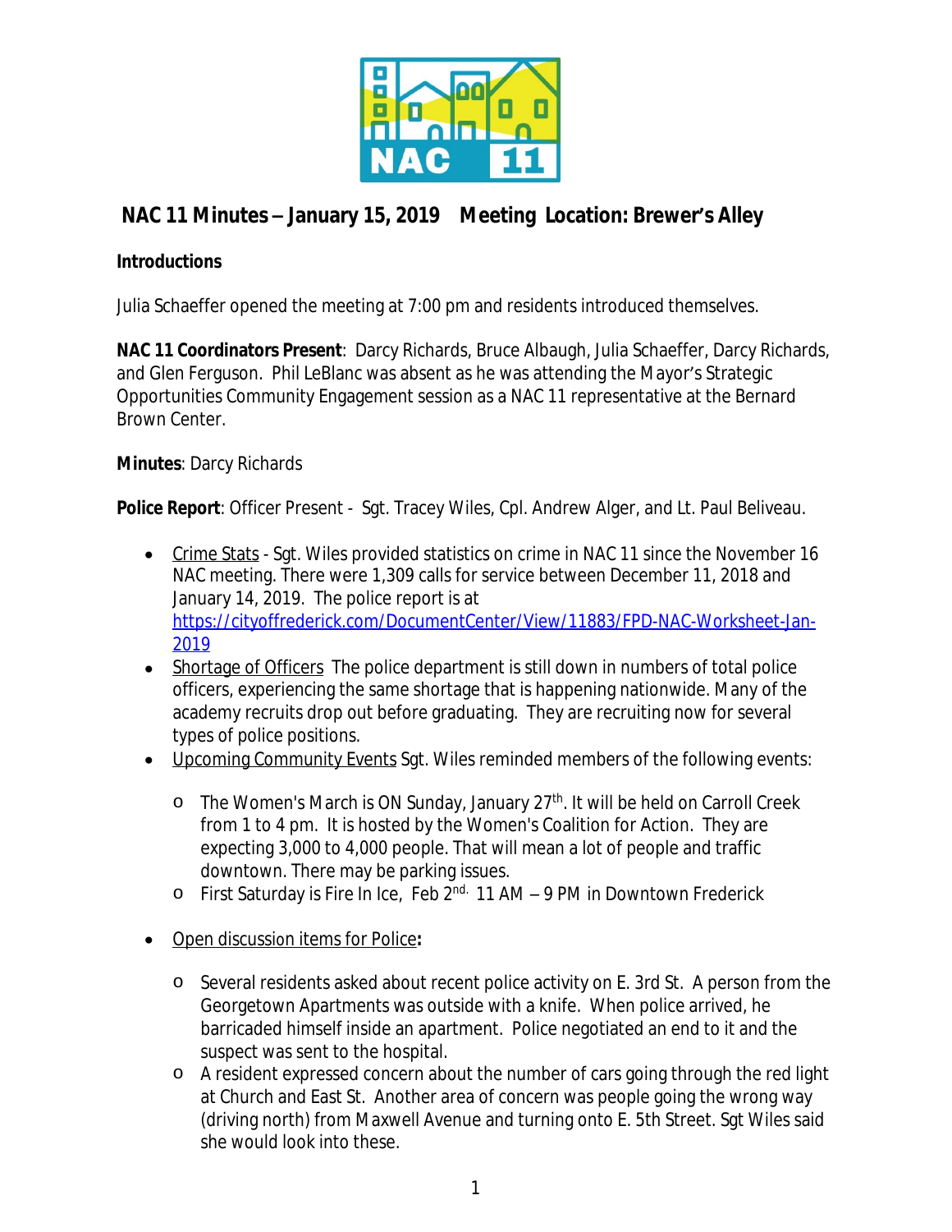# NAC 11 Minutes – January 15, 2019 Meeting Location: Brewer's Alley

**Introductions**

Julia Schaeffer opened the meeting at 7:00 pm and residents introduced themselves.

**NAC 11 Coordinators Present**: Darcy Richards, Bruce Albaugh, Julia Schaeffer, Darcy Richards, and Glen Ferguson. Phil LeBlanc was absent as he was attending the Mayor's Strategic Opportunities Community Engagement session as a NAC 11 representative at the Bernard Brown Center.

**Minutes**: Darcy Richards

**Police Report**: Officer Present - Sgt. Tracey Wiles, Cpl. Andrew Alger, and Lt. Paul Beliveau.

- Crime Stats - Sgt. Wiles provided statistics on crime in NAC 11 since the November 16 NAC meeting. There were 1,309 calls for service between December 11, 2018 and January 14, 2019. The police report is at https://cityoffrederick.com/DocumentCenter/View/11883/FPD-NAC-Worksheet-Jan-2019
- Shortage of Officers The police department is still down in numbers of total police officers, experiencing the same shortage that is happening nationwide. Many of the academy recruits drop out before graduating. They are recruiting now for several types of police positions.
- Upcoming Community Events Sgt. Wiles reminded members of the following events:
  - The Women's March is ON Sunday, January 27th. It will be held on Carroll Creek from 1 to 4 pm. It is hosted by the Women's Coalition for Action. They are expecting 3,000 to 4,000 people. That will mean a lot of people and traffic downtown. There may be parking issues.
  - First Saturday is Fire In Ice, Feb 2nd. 11 AM – 9 PM in Downtown Frederick
- Open discussion items for Police**:**
  - Several residents asked about recent police activity on E. 3rd St. A person from the Georgetown Apartments was outside with a knife. When police arrived, he barricaded himself inside an apartment. Police negotiated an end to it and the suspect was sent to the hospital.
  - A resident expressed concern about the number of cars going through the red light at Church and East St. Another area of concern was people going the wrong way (driving north) from Maxwell Avenue and turning onto E. 5th Street. Sgt Wiles said she would look into these.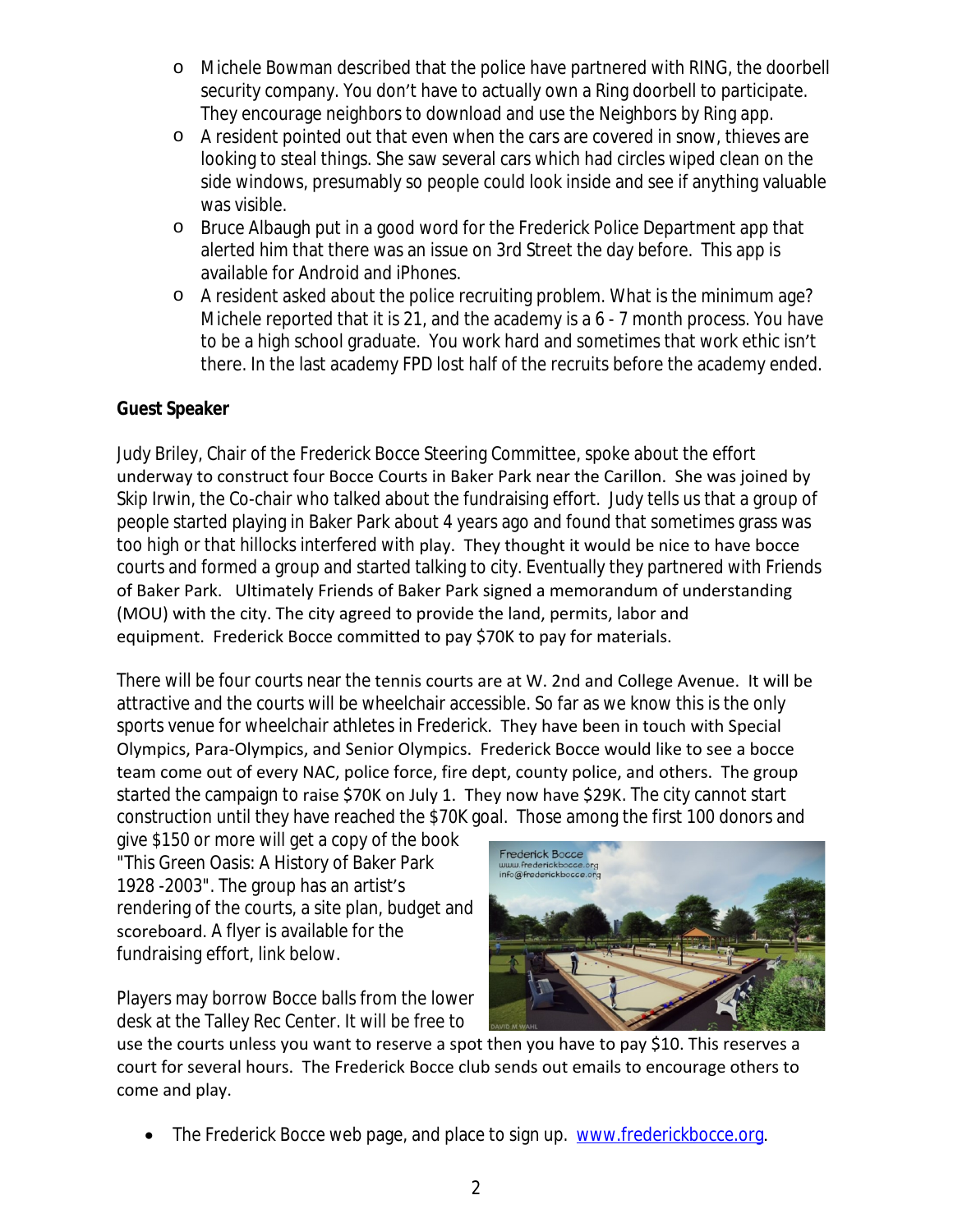- Michele Bowman described that the police have partnered with RING, the doorbell security company. You don't have to actually own a Ring doorbell to participate. They encourage neighbors to download and use the Neighbors by Ring app.
- A resident pointed out that even when the cars are covered in snow, thieves are looking to steal things. She saw several cars which had circles wiped clean on the side windows, presumably so people could look inside and see if anything valuable was visible.
- Bruce Albaugh put in a good word for the Frederick Police Department app that alerted him that there was an issue on 3rd Street the day before. This app is available for Android and iPhones.
- A resident asked about the police recruiting problem. What is the minimum age? Michele reported that it is 21, and the academy is a 6 - 7 month process. You have to be a high school graduate. You work hard and sometimes that work ethic isn't there. In the last academy FPD lost half of the recruits before the academy ended.

**Guest Speaker**

Judy Briley, Chair of the Frederick Bocce Steering Committee, spoke about the effort underway to construct four Bocce Courts in Baker Park near the Carillon. She was joined by Skip Irwin, the Co-chair who talked about the fundraising effort. Judy tells us that a group of people started playing in Baker Park about 4 years ago and found that sometimes grass was too high or that hillocks interfered with play. They thought it would be nice to have bocce courts and formed a group and started talking to city. Eventually they partnered with Friends of Baker Park. Ultimately Friends of Baker Park signed a memorandum of understanding (MOU) with the city. The city agreed to provide the land, permits, labor and equipment. Frederick Bocce committed to pay $70K to pay for materials.

There will be four courts near the tennis courts are at W. 2nd and College Avenue. It will be attractive and the courts will be wheelchair accessible. So far as we know this is the only sports venue for wheelchair athletes in Frederick. They have been in touch with Special Olympics, Para-Olympics, and Senior Olympics. Frederick Bocce would like to see a bocce team come out of every NAC, police force, fire dept, county police, and others. The group started the campaign to raise $70K on July 1. They now have $29K. The city cannot start construction until they have reached the $70K goal. Those among the first 100 donors and give $150 or more will get a copy of the book "This Green Oasis: A History of Baker Park 1928 -2003". The group has an artist's rendering of the courts, a site plan, budget and scoreboard. A flyer is available for the fundraising effort, link below.

Players may borrow Bocce balls from the lower desk at the Talley Rec Center. It will be free to use the courts unless you want to reserve a spot then you have to pay $10. This reserves a court for several hours. The Frederick Bocce club sends out emails to encourage others to come and play.

- The Frederick Bocce web page, and place to sign up. www.frederickbocce.org.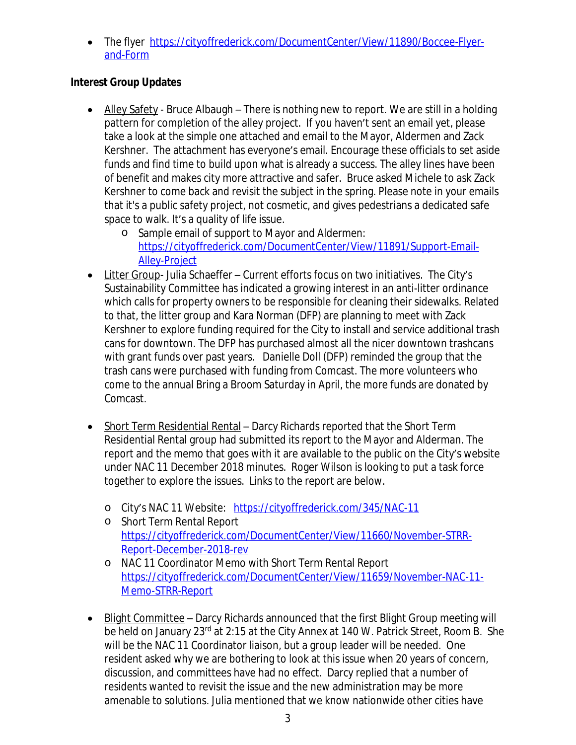- The flyer https://cityoffrederick.com/DocumentCenter/View/11890/Boccee-Flyer-and-Form

**Interest Group Updates**

- Alley Safety - Bruce Albaugh – There is nothing new to report. We are still in a holding pattern for completion of the alley project. If you haven't sent an email yet, please take a look at the simple one attached and email to the Mayor, Aldermen and Zack Kershner. The attachment has everyone's email. Encourage these officials to set aside funds and find time to build upon what is already a success. The alley lines have been of benefit and makes city more attractive and safer. Bruce asked Michele to ask Zack Kershner to come back and revisit the subject in the spring. Please note in your emails that it's a public safety project, not cosmetic, and gives pedestrians a dedicated safe space to walk. It's a quality of life issue.
  - Sample email of support to Mayor and Aldermen: https://cityoffrederick.com/DocumentCenter/View/11891/Support-Email-Alley-Project
- Litter Group- Julia Schaeffer – Current efforts focus on two initiatives. The City's Sustainability Committee has indicated a growing interest in an anti-litter ordinance which calls for property owners to be responsible for cleaning their sidewalks. Related to that, the litter group and Kara Norman (DFP) are planning to meet with Zack Kershner to explore funding required for the City to install and service additional trash cans for downtown. The DFP has purchased almost all the nicer downtown trashcans with grant funds over past years. Danielle Doll (DFP) reminded the group that the trash cans were purchased with funding from Comcast. The more volunteers who come to the annual Bring a Broom Saturday in April, the more funds are donated by Comcast.

- Short Term Residential Rental – Darcy Richards reported that the Short Term Residential Rental group had submitted its report to the Mayor and Alderman. The report and the memo that goes with it are available to the public on the City's website under NAC 11 December 2018 minutes. Roger Wilson is looking to put a task force together to explore the issues. Links to the report are below.

  - City's NAC 11 Website: https://cityoffrederick.com/345/NAC-11
  - Short Term Rental Report https://cityoffrederick.com/DocumentCenter/View/11660/November-STRR-Report-December-2018-rev
  - NAC 11 Coordinator Memo with Short Term Rental Report https://cityoffrederick.com/DocumentCenter/View/11659/November-NAC-11-Memo-STRR-Report

- Blight Committee – Darcy Richards announced that the first Blight Group meeting will be held on January 23rd at 2:15 at the City Annex at 140 W. Patrick Street, Room B. She will be the NAC 11 Coordinator liaison, but a group leader will be needed. One resident asked why we are bothering to look at this issue when 20 years of concern, discussion, and committees have had no effect. Darcy replied that a number of residents wanted to revisit the issue and the new administration may be more amenable to solutions. Julia mentioned that we know nationwide other cities have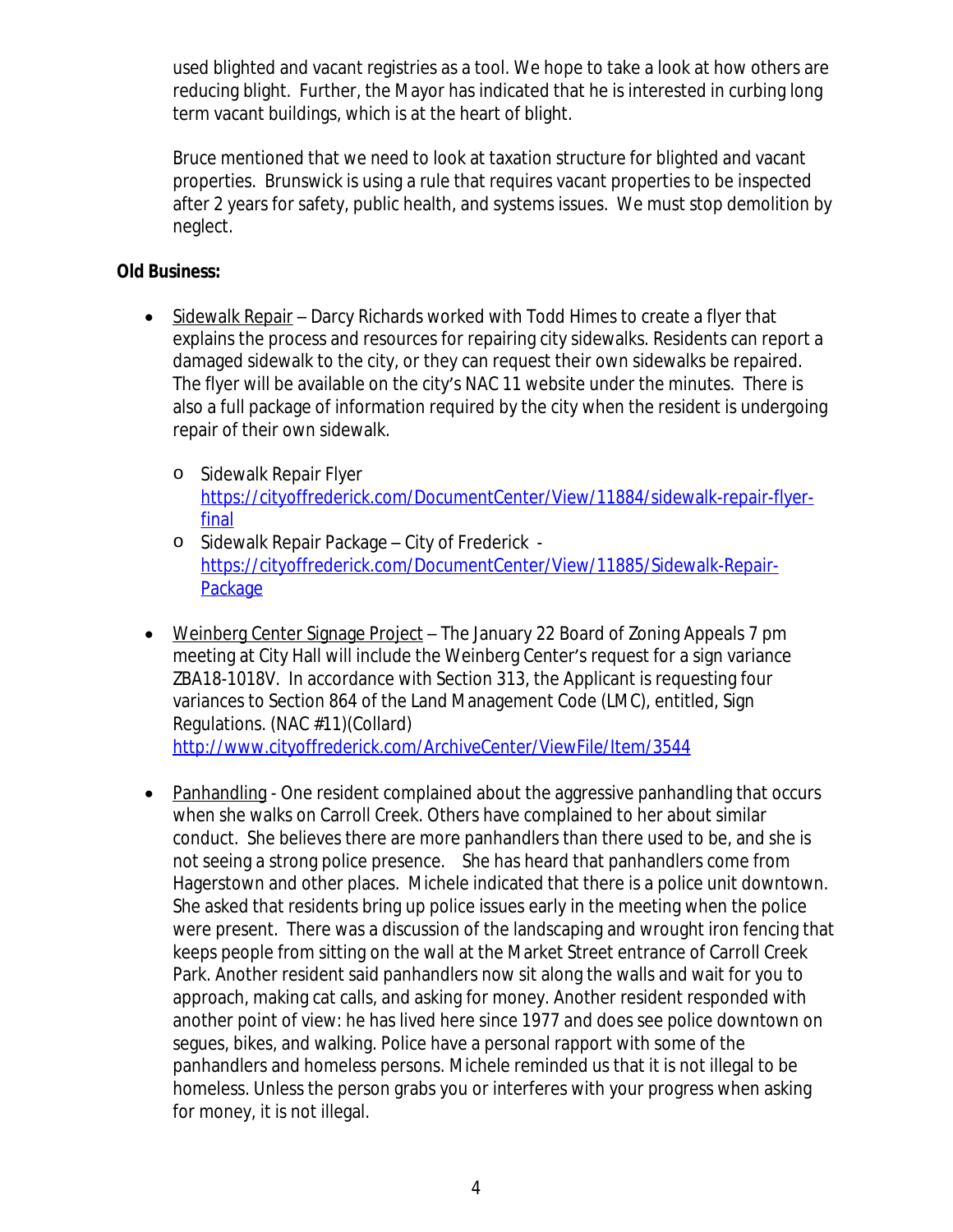used blighted and vacant registries as a tool. We hope to take a look at how others are reducing blight. Further, the Mayor has indicated that he is interested in curbing long term vacant buildings, which is at the heart of blight.

Bruce mentioned that we need to look at taxation structure for blighted and vacant properties. Brunswick is using a rule that requires vacant properties to be inspected after 2 years for safety, public health, and systems issues. We must stop demolition by neglect.

**Old Business:**

- Sidewalk Repair – Darcy Richards worked with Todd Himes to create a flyer that explains the process and resources for repairing city sidewalks. Residents can report a damaged sidewalk to the city, or they can request their own sidewalks be repaired. The flyer will be available on the city's NAC 11 website under the minutes. There is also a full package of information required by the city when the resident is undergoing repair of their own sidewalk.
    - Sidewalk Repair Flyer https://cityoffrederick.com/DocumentCenter/View/11884/sidewalk-repair-flyer-final
    - Sidewalk Repair Package – City of Frederick - https://cityoffrederick.com/DocumentCenter/View/11885/Sidewalk-Repair-Package

- Weinberg Center Signage Project – The January 22 Board of Zoning Appeals 7 pm meeting at City Hall will include the Weinberg Center's request for a sign variance ZBA18-1018V. In accordance with Section 313, the Applicant is requesting four variances to Section 864 of the Land Management Code (LMC), entitled, Sign Regulations. (NAC #11)(Collard) http://www.cityoffrederick.com/ArchiveCenter/ViewFile/Item/3544

- Panhandling - One resident complained about the aggressive panhandling that occurs when she walks on Carroll Creek. Others have complained to her about similar conduct. She believes there are more panhandlers than there used to be, and she is not seeing a strong police presence. She has heard that panhandlers come from Hagerstown and other places. Michele indicated that there is a police unit downtown. She asked that residents bring up police issues early in the meeting when the police were present. There was a discussion of the landscaping and wrought iron fencing that keeps people from sitting on the wall at the Market Street entrance of Carroll Creek Park. Another resident said panhandlers now sit along the walls and wait for you to approach, making cat calls, and asking for money. Another resident responded with another point of view: he has lived here since 1977 and does see police downtown on segues, bikes, and walking. Police have a personal rapport with some of the panhandlers and homeless persons. Michele reminded us that it is not illegal to be homeless. Unless the person grabs you or interferes with your progress when asking for money, it is not illegal.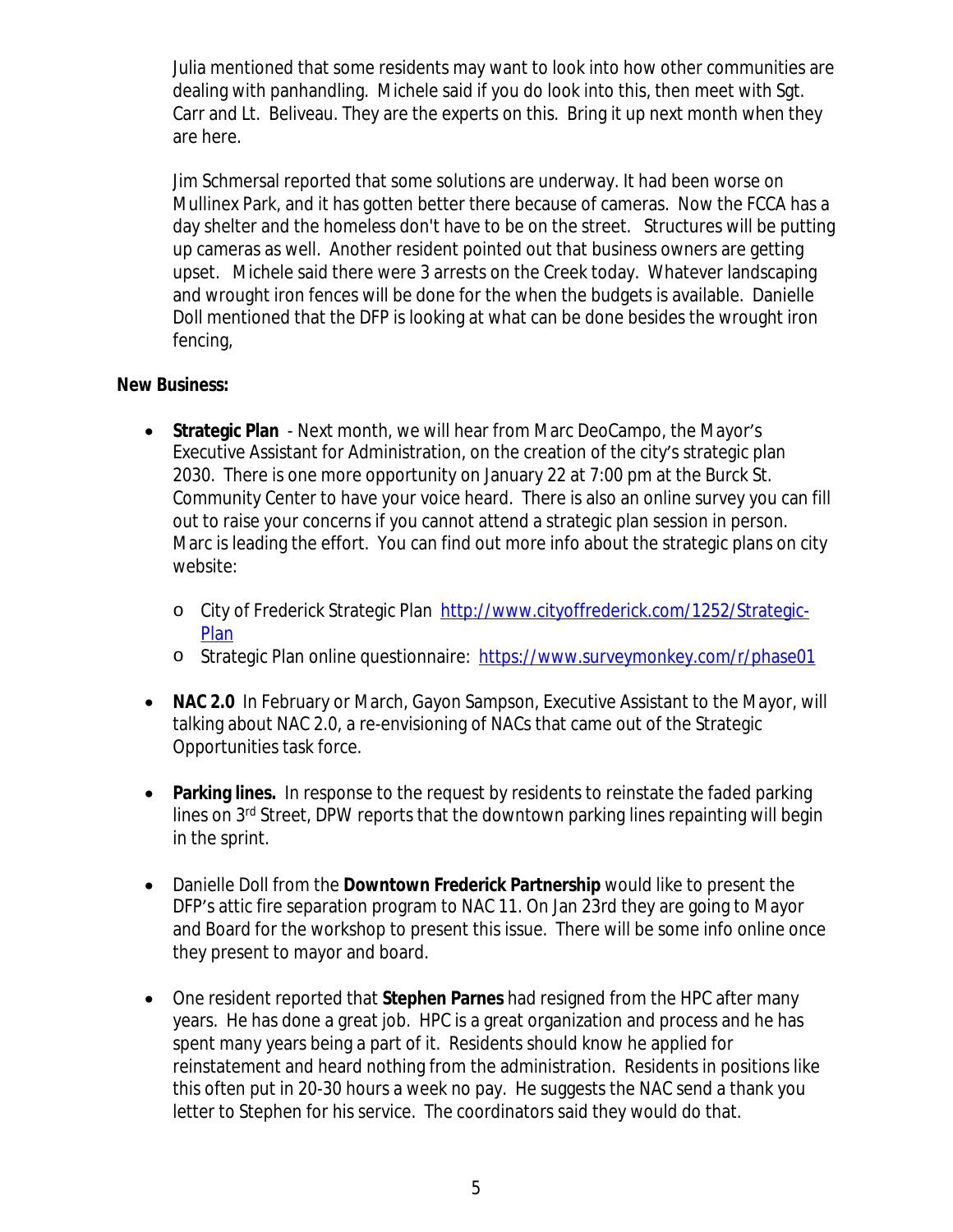Julia mentioned that some residents may want to look into how other communities are dealing with panhandling. Michele said if you do look into this, then meet with Sgt. Carr and Lt. Beliveau. They are the experts on this. Bring it up next month when they are here.

Jim Schmersal reported that some solutions are underway. It had been worse on Mullinex Park, and it has gotten better there because of cameras. Now the FCCA has a day shelter and the homeless don't have to be on the street. Structures will be putting up cameras as well. Another resident pointed out that business owners are getting upset. Michele said there were 3 arrests on the Creek today. Whatever landscaping and wrought iron fences will be done for the when the budgets is available. Danielle Doll mentioned that the DFP is looking at what can be done besides the wrought iron fencing,

**New Business:**

- **Strategic Plan** - Next month, we will hear from Marc DeoCampo, the Mayor's Executive Assistant for Administration, on the creation of the city's strategic plan 2030. There is one more opportunity on January 22 at 7:00 pm at the Burck St. Community Center to have your voice heard. There is also an online survey you can fill out to raise your concerns if you cannot attend a strategic plan session in person. Marc is leading the effort. You can find out more info about the strategic plans on city website:
  - City of Frederick Strategic Plan [http://www.cityoffrederick.com/1252/Strategic-Plan](http://www.cityoffrederick.com/1252/Strategic-Plan)
  - Strategic Plan online questionnaire: [https://www.surveymonkey.com/r/phase01](https://www.surveymonkey.com/r/phase01)
- **NAC 2.0** In February or March, Gayon Sampson, Executive Assistant to the Mayor, will talking about NAC 2.0, a re-envisioning of NACs that came out of the Strategic Opportunities task force.
- **Parking lines.** In response to the request by residents to reinstate the faded parking lines on 3rd Street, DPW reports that the downtown parking lines repainting will begin in the sprint.
- Danielle Doll from the **Downtown Frederick Partnership** would like to present the DFP's attic fire separation program to NAC 11. On Jan 23rd they are going to Mayor and Board for the workshop to present this issue. There will be some info online once they present to mayor and board.
- One resident reported that **Stephen Parnes** had resigned from the HPC after many years. He has done a great job. HPC is a great organization and process and he has spent many years being a part of it. Residents should know he applied for reinstatement and heard nothing from the administration. Residents in positions like this often put in 20-30 hours a week no pay. He suggests the NAC send a thank you letter to Stephen for his service. The coordinators said they would do that.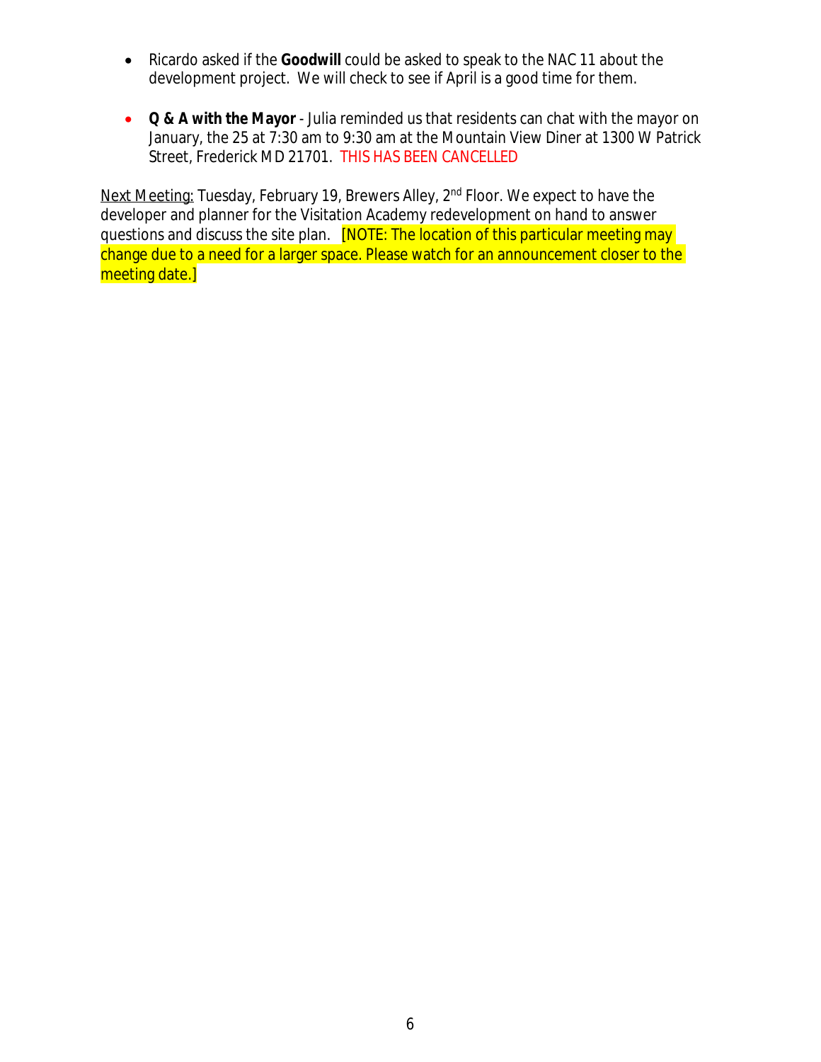- Ricardo asked if the **Goodwill** could be asked to speak to the NAC 11 about the development project. We will check to see if April is a good time for them.

- **Q & A with the Mayor** - Julia reminded us that residents can chat with the mayor on January, the 25 at 7:30 am to 9:30 am at the Mountain View Diner at 1300 W Patrick Street, Frederick MD 21701. THIS HAS BEEN CANCELLED

Next Meeting: Tuesday, February 19, Brewers Alley, 2nd Floor. We expect to have the developer and planner for the Visitation Academy redevelopment on hand to answer questions and discuss the site plan. [NOTE: The location of this particular meeting may change due to a need for a larger space. Please watch for an announcement closer to the meeting date.]